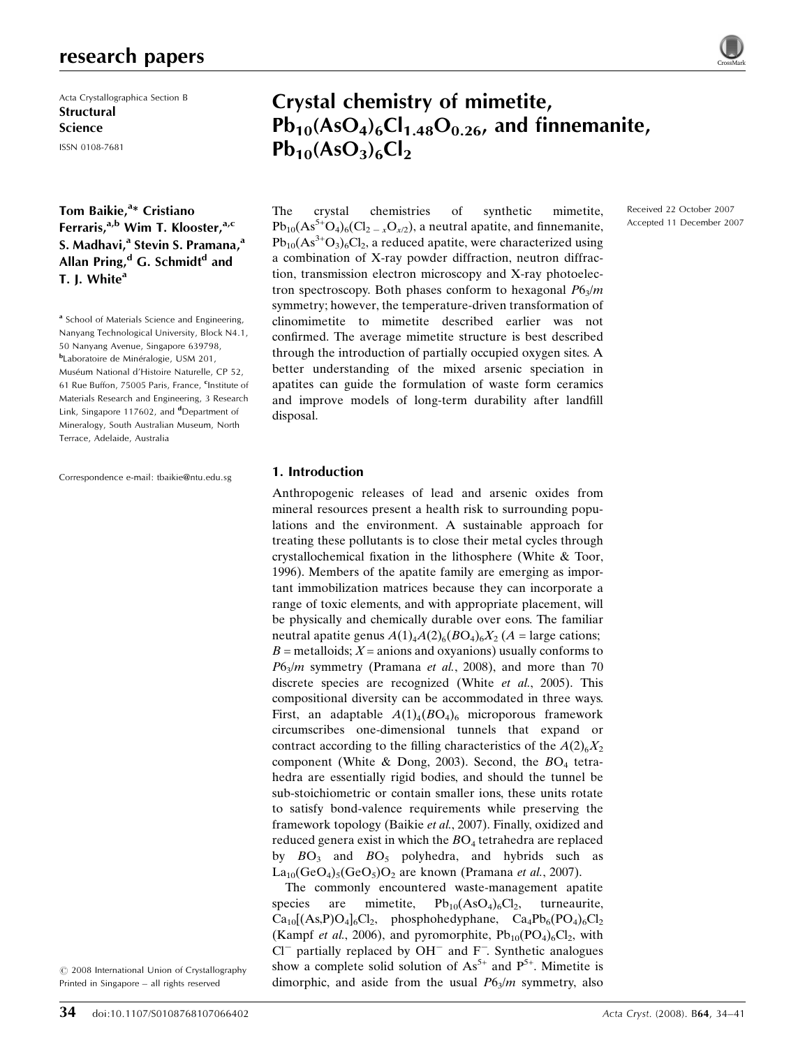Acta Crystallographica Section B
**Structural Science**
ISSN 0108-7681

# Crystal chemistry of mimetite, $Pb_{10}(AsO_4)_6Cl_{1.48}O_{0.26}$, and finnemanite, $Pb_{10}(AsO_3)_6Cl_2$

**Tom Baikie,[a]* Cristiano Ferraris,[a,b] Wim T. Klooster,[a,c] S. Madhavi,[a] Stevin S. Pramana,[a] Allan Pring,[d] G. Schmidt[d] and T. J. White[a]**

[a] School of Materials Science and Engineering, Nanyang Technological University, Block N4.1, 50 Nanyang Avenue, Singapore 639798, [b] Laboratoire de Minéralogie, USM 201, Muséum National d'Histoire Naturelle, CP 52, 61 Rue Buffon, 75005 Paris, France, [c] Institute of Materials Research and Engineering, 3 Research Link, Singapore 117602, and [d] Department of Mineralogy, South Australian Museum, North Terrace, Adelaide, Australia

Correspondence e-mail: tbaikie@ntu.edu.sg

Received 22 October 2007
Accepted 11 December 2007

© 2008 International Union of Crystallography
Printed in Singapore – all rights reserved

The crystal chemistries of synthetic mimetite, $Pb_{10}(As^{5+}O_4)_6(Cl_{2-x}O_{x/2})$, a neutral apatite, and finnemanite, $Pb_{10}(As^{3+}O_3)_6Cl_2$, a reduced apatite, were characterized using a combination of X-ray powder diffraction, neutron diffraction, transmission electron microscopy and X-ray photoelectron spectroscopy. Both phases conform to hexagonal $P6_3/m$ symmetry; however, the temperature-driven transformation of clinomimetite to mimetite described earlier was not confirmed. The average mimetite structure is best described through the introduction of partially occupied oxygen sites. A better understanding of the mixed arsenic speciation in apatites can guide the formulation of waste form ceramics and improve models of long-term durability after landfill disposal.

## 1. Introduction

Anthropogenic releases of lead and arsenic oxides from mineral resources present a health risk to surrounding populations and the environment. A sustainable approach for treating these pollutants is to close their metal cycles through crystallochemical fixation in the lithosphere (White & Toor, 1996). Members of the apatite family are emerging as important immobilization matrices because they can incorporate a range of toxic elements, and with appropriate placement, will be physically and chemically durable over eons. The familiar neutral apatite genus $A(1)_4A(2)_6(BO_4)_6X_2$ ($A$ = large cations; $B$ = metalloids; $X$ = anions and oxyanions) usually conforms to $P6_3/m$ symmetry (Pramana *et al.*, 2008), and more than 70 discrete species are recognized (White *et al.*, 2005). This compositional diversity can be accommodated in three ways. First, an adaptable $A(1)_4(BO_4)_6$ microporous framework circumscribes one-dimensional tunnels that expand or contract according to the filling characteristics of the $A(2)_6X_2$ component (White & Dong, 2003). Second, the $BO_4$ tetrahedra are essentially rigid bodies, and should the tunnel be sub-stoichiometric or contain smaller ions, these units rotate to satisfy bond-valence requirements while preserving the framework topology (Baikie *et al.*, 2007). Finally, oxidized and reduced genera exist in which the $BO_4$ tetrahedra are replaced by $BO_3$ and $BO_5$ polyhedra, and hybrids such as $La_{10}(GeO_4)_5(GeO_5)O_2$ are known (Pramana *et al.*, 2007).

The commonly encountered waste-management apatite species are mimetite, $Pb_{10}(AsO_4)_6Cl_2$, turneaurite, $Ca_{10}[(As,P)O_4]_6Cl_2$, phosphohedyphane, $Ca_4Pb_6(PO_4)_6Cl_2$ (Kampf *et al.*, 2006), and pyromorphite, $Pb_{10}(PO_4)_6Cl_2$, with $Cl^-$ partially replaced by $OH^-$ and $F^-$. Synthetic analogues show a complete solid solution of $As^{5+}$ and $P^{5+}$. Mimetite is dimorphic, and aside from the usual $P6_3/m$ symmetry, also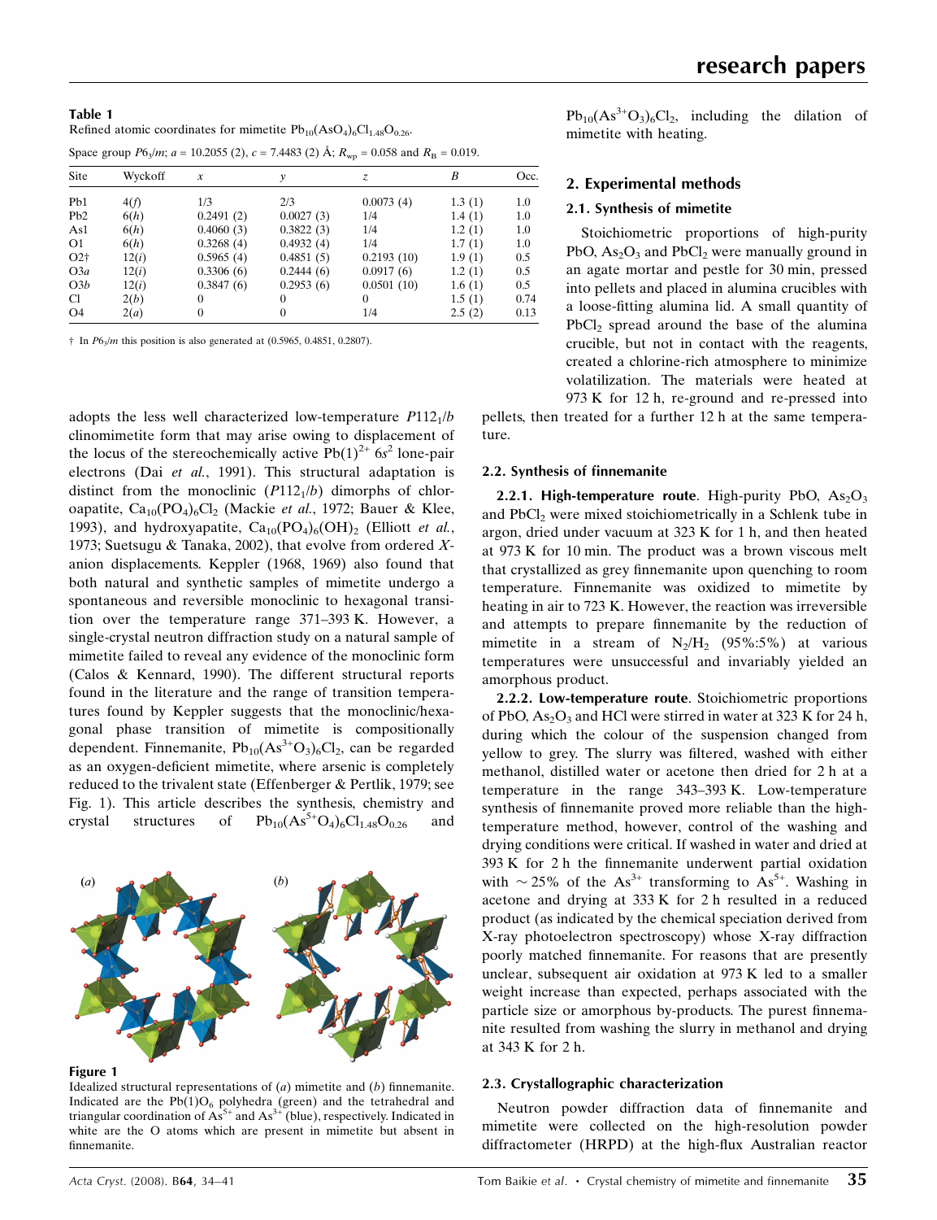**Table 1**
Refined atomic coordinates for mimetite $Pb_{10}(AsO_4)_6Cl_{1.48}O_{0.26}$.

Space group $P6_3/m$; $a$ = 10.2055 (2), $c$ = 7.4483 (2) Å; $R_{wp}$ = 0.058 and $R_B$ = 0.019.

| Site | Wyckoff | $x$ | $y$ | $z$ | $B$ | Occ. |
|---|---|---|---|---|---|---|
| Pb1 | 4($f$) | 1/3 | 2/3 | 0.0073 (4) | 1.3 (1) | 1.0 |
| Pb2 | 6($h$) | 0.2491 (2) | 0.0027 (3) | 1/4 | 1.4 (1) | 1.0 |
| As1 | 6($h$) | 0.4060 (3) | 0.3822 (3) | 1/4 | 1.2 (1) | 1.0 |
| O1 | 6($h$) | 0.3268 (4) | 0.4932 (4) | 1/4 | 1.7 (1) | 1.0 |
| O2† | 12($i$) | 0.5965 (4) | 0.4851 (5) | 0.2193 (10) | 1.9 (1) | 0.5 |
| O3$a$ | 12($i$) | 0.3306 (6) | 0.2444 (6) | 0.0917 (6) | 1.2 (1) | 0.5 |
| O3$b$ | 12($i$) | 0.3847 (6) | 0.2953 (6) | 0.0501 (10) | 1.6 (1) | 0.5 |
| Cl | 2($b$) | 0 | 0 | 0 | 1.5 (1) | 0.74 |
| O4 | 2($a$) | 0 | 0 | 1/4 | 2.5 (2) | 0.13 |

† In $P6_3/m$ this position is also generated at (0.5965, 0.4851, 0.2807).

adopts the less well characterized low-temperature $P112_1/b$ clinomimetite form that may arise owing to displacement of the locus of the stereochemically active $Pb(1)^{2+}$ $6s^2$ lone-pair electrons (Dai *et al.*, 1991). This structural adaptation is distinct from the monoclinic ($P112_1/b$) dimorphs of chlor-oapatite, $Ca_{10}(PO_4)_6Cl_2$ (Mackie *et al.*, 1972; Bauer & Klee, 1993), and hydroxyapatite, $Ca_{10}(PO_4)_6(OH)_2$ (Elliott *et al.*, 1973; Suetsugu & Tanaka, 2002), that evolve from ordered $X$-anion displacements. Keppler (1968, 1969) also found that both natural and synthetic samples of mimetite undergo a spontaneous and reversible monoclinic to hexagonal transition over the temperature range 371–393 K. However, a single-crystal neutron diffraction study on a natural sample of mimetite failed to reveal any evidence of the monoclinic form (Calos & Kennard, 1990). The different structural reports found in the literature and the range of transition temperatures found by Keppler suggests that the monoclinic/hexagonal phase transition of mimetite is compositionally dependent. Finnemanite, $Pb_{10}(As^{3+}O_3)_6Cl_2$, can be regarded as an oxygen-deficient mimetite, where arsenic is completely reduced to the trivalent state (Effenberger & Pertlik, 1979; see Fig. 1). This article describes the synthesis, chemistry and crystal structures of $Pb_{10}(As^{5+}O_4)_6Cl_{1.48}O_{0.26}$ and $Pb_{10}(As^{3+}O_3)_6Cl_2$, including the dilation of mimetite with heating.

**Figure 1**
Idealized structural representations of (*a*) mimetite and (*b*) finnemanite. Indicated are the $Pb(1)O_6$ polyhedra (green) and the tetrahedral and triangular coordination of $As^{5+}$ and $As^{3+}$ (blue), respectively. Indicated in white are the O atoms which are present in mimetite but absent in finnemanite.

## 2. Experimental methods

### 2.1. Synthesis of mimetite

Stoichiometric proportions of high-purity PbO, $As_2O_3$ and $PbCl_2$ were manually ground in an agate mortar and pestle for 30 min, pressed into pellets and placed in alumina crucibles with a loose-fitting alumina lid. A small quantity of $PbCl_2$ spread around the base of the alumina crucible, but not in contact with the reagents, created a chlorine-rich atmosphere to minimize volatilization. The materials were heated at 973 K for 12 h, re-ground and re-pressed into pellets, then treated for a further 12 h at the same temperature.

### 2.2. Synthesis of finnemanite

**2.2.1. High-temperature route**. High-purity PbO, $As_2O_3$ and $PbCl_2$ were mixed stoichiometrically in a Schlenk tube in argon, dried under vacuum at 323 K for 1 h, and then heated at 973 K for 10 min. The product was a brown viscous melt that crystallized as grey finnemanite upon quenching to room temperature. Finnemanite was oxidized to mimetite by heating in air to 723 K. However, the reaction was irreversible and attempts to prepare finnemanite by the reduction of mimetite in a stream of $N_2/H_2$ (95%:5%) at various temperatures were unsuccessful and invariably yielded an amorphous product.

**2.2.2. Low-temperature route**. Stoichiometric proportions of PbO, $As_2O_3$ and HCl were stirred in water at 323 K for 24 h, during which the colour of the suspension changed from yellow to grey. The slurry was filtered, washed with either methanol, distilled water or acetone then dried for 2 h at a temperature in the range 343–393 K. Low-temperature synthesis of finnemanite proved more reliable than the high-temperature method, however, control of the washing and drying conditions were critical. If washed in water and dried at 393 K for 2 h the finnemanite underwent partial oxidation with ~25% of the $As^{3+}$ transforming to $As^{5+}$. Washing in acetone and drying at 333 K for 2 h resulted in a reduced product (as indicated by the chemical speciation derived from X-ray photoelectron spectroscopy) whose X-ray diffraction poorly matched finnemanite. For reasons that are presently unclear, subsequent air oxidation at 973 K led to a smaller weight increase than expected, perhaps associated with the particle size or amorphous by-products. The purest finnemanite resulted from washing the slurry in methanol and drying at 343 K for 2 h.

### 2.3. Crystallographic characterization

Neutron powder diffraction data of finnemanite and mimetite were collected on the high-resolution powder diffractometer (HRPD) at the high-flux Australian reactor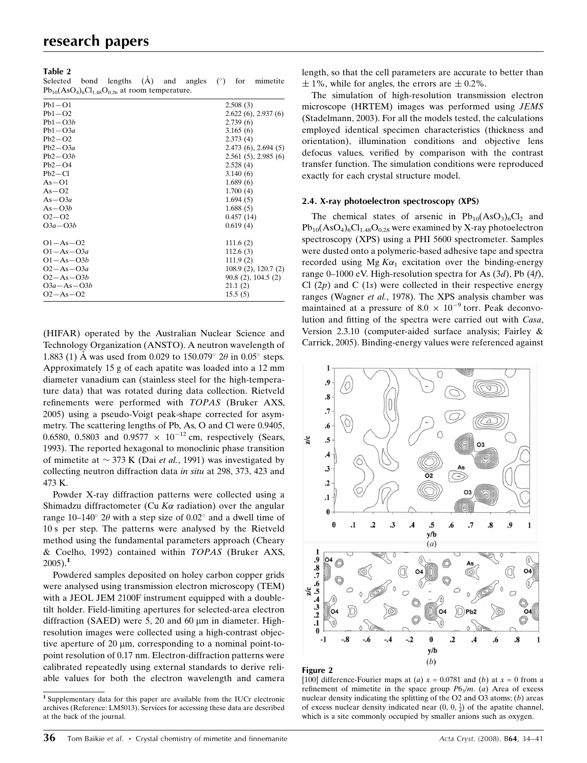**Table 2**
Selected bond lengths (Å) and angles (°) for mimetite $Pb_{10}(AsO_4)_6Cl_{1.48}O_{0.26}$ at room temperature.

| | |
|---|---|
| Pb1—O1 | 2.508 (3) |
| Pb1—O2 | 2.622 (6), 2.937 (6) |
| Pb1—O3*b* | 2.739 (6) |
| Pb1—O3*a* | 3.165 (6) |
| Pb2—O2 | 2.373 (4) |
| Pb2—O3*a* | 2.473 (6), 2.694 (5) |
| Pb2—O3*b* | 2.561 (5), 2.985 (6) |
| Pb2—O4 | 2.528 (4) |
| Pb2—Cl | 3.140 (6) |
| As—O1 | 1.689 (6) |
| As—O2 | 1.700 (4) |
| As—O3*a* | 1.694 (5) |
| As—O3*b* | 1.688 (5) |
| O2—O2 | 0.457 (14) |
| O3*a*—O3*b* | 0.619 (4) |
| O1—As—O2 | 111.6 (2) |
| O1—As—O3*a* | 112.6 (3) |
| O1—As—O3*b* | 111.9 (2) |
| O2—As—O3*a* | 108.9 (2), 120.7 (2) |
| O2—As—O3*b* | 90.8 (2), 104.5 (2) |
| O3*a*—As—O3*b* | 21.1 (2) |
| O2—As—O2 | 15.5 (5) |

(HIFAR) operated by the Australian Nuclear Science and Technology Organization (ANSTO). A neutron wavelength of 1.883 (1) Å was used from 0.029 to 150.079° 2$\theta$ in 0.05° steps. Approximately 15 g of each apatite was loaded into a 12 mm diameter vanadium can (stainless steel for the high-temperature data) that was rotated during data collection. Rietveld refinements were performed with *TOPAS* (Bruker AXS, 2005) using a pseudo-Voigt peak-shape corrected for asymmetry. The scattering lengths of Pb, As, O and Cl were 0.9405, 0.6580, 0.5803 and 0.9577 × $10^{-12}$ cm, respectively (Sears, 1993). The reported hexagonal to monoclinic phase transition of mimetite at ~ 373 K (Dai *et al.*, 1991) was investigated by collecting neutron diffraction data *in situ* at 298, 373, 423 and 473 K.

Powder X-ray diffraction patterns were collected using a Shimadzu diffractometer (Cu $K\alpha$ radiation) over the angular range 10–140° 2$\theta$ with a step size of 0.02° and a dwell time of 10 s per step. The patterns were analysed by the Rietveld method using the fundamental parameters approach (Cheary & Coelho, 1992) contained within *TOPAS* (Bruker AXS, 2005).[1]

Powdered samples deposited on holey carbon copper grids were analysed using transmission electron microscopy (TEM) with a JEOL JEM 2100F instrument equipped with a double-tilt holder. Field-limiting apertures for selected-area electron diffraction (SAED) were 5, 20 and 60 µm in diameter. High-resolution images were collected using a high-contrast objective aperture of 20 µm, corresponding to a nominal point-to-point resolution of 0.17 nm. Electron-diffraction patterns were calibrated repeatedly using external standards to derive reliable values for both the electron wavelength and camera length, so that the cell parameters are accurate to better than ± 1%, while for angles, the errors are ± 0.2%.

The simulation of high-resolution transmission electron microscope (HRTEM) images was performed using *JEMS* (Stadelmann, 2003). For all the models tested, the calculations employed identical specimen characteristics (thickness and orientation), illumination conditions and objective lens defocus values, verified by comparison with the contrast transfer function. The simulation conditions were reproduced exactly for each crystal structure model.

### 2.4. X-ray photoelectron spectroscopy (XPS)

The chemical states of arsenic in $Pb_{10}(AsO_3)_6Cl_2$ and $Pb_{10}(AsO_4)_6Cl_{1.48}O_{0.28}$ were examined by X-ray photoelectron spectroscopy (XPS) using a PHI 5600 spectrometer. Samples were dusted onto a polymeric-based adhesive tape and spectra recorded using Mg $K\alpha_1$ excitation over the binding-energy range 0–1000 eV. High-resolution spectra for As (3*d*), Pb (4*f*), Cl (2*p*) and C (1*s*) were collected in their respective energy ranges (Wagner *et al.*, 1978). The XPS analysis chamber was maintained at a pressure of 8.0 × $10^{-9}$ torr. Peak deconvolution and fitting of the spectra were carried out with *Casa*, Version 2.3.10 (computer-aided surface analysis; Fairley & Carrick, 2005). Binding-energy values were referenced against

**Figure 2**
[100] difference-Fourier maps at (*a*) $x = 0.0781$ and (*b*) at $x = 0$ from a refinement of mimetite in the space group $P6_3/m$. (*a*) Area of excess nuclear density indicating the splitting of the O2 and O3 atoms; (*b*) areas of excess nuclear density indicated near $(0, 0, \frac{1}{4})$ of the apatite channel, which is a site commonly occupied by smaller anions such as oxygen.

[1] Supplementary data for this paper are available from the IUCr electronic archives (Reference: LM5013). Services for accessing these data are described at the back of the journal.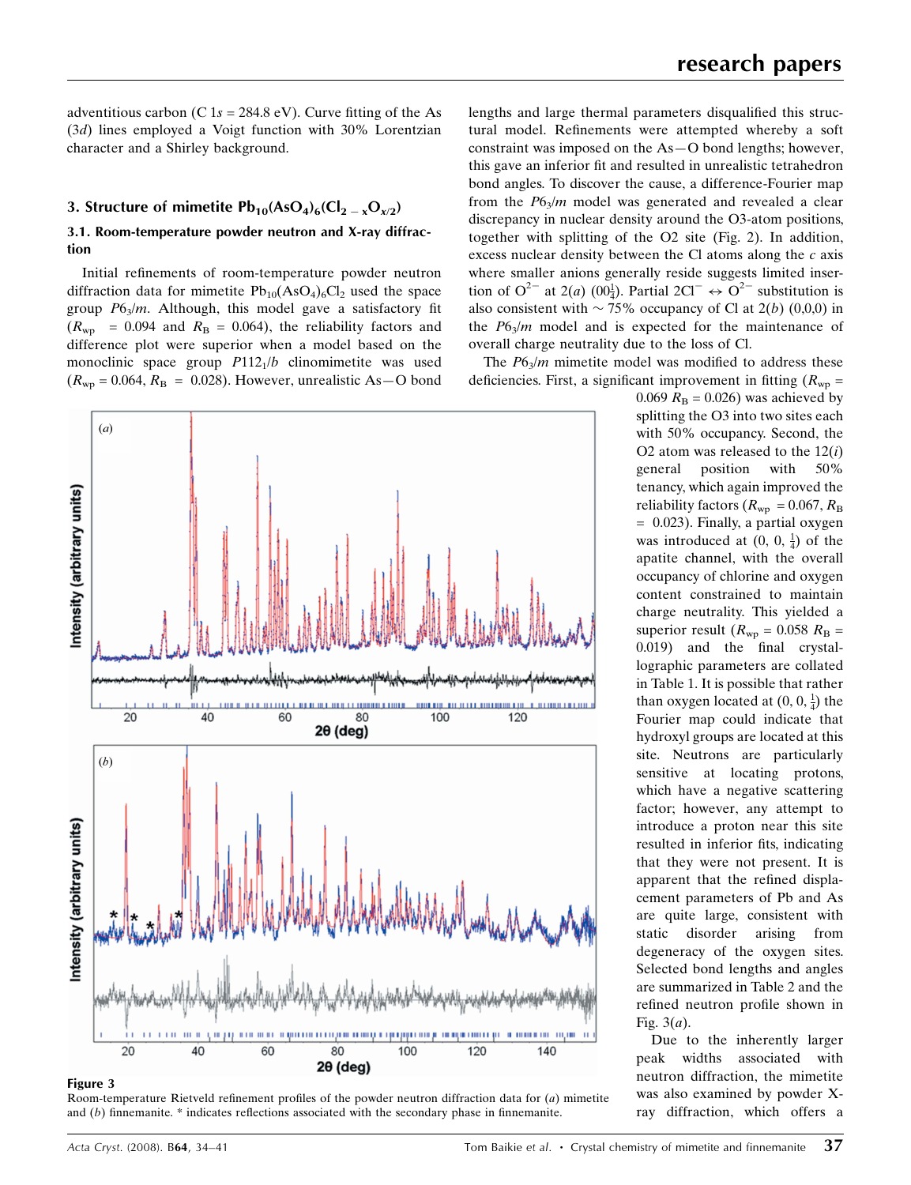adventitious carbon (C 1$s$ = 284.8 eV). Curve fitting of the As (3$d$) lines employed a Voigt function with 30% Lorentzian character and a Shirley background.

## 3. Structure of mimetite $Pb_{10}(AsO_4)_6(Cl_{2-x}O_{x/2})$

### 3.1. Room-temperature powder neutron and X-ray diffraction

Initial refinements of room-temperature powder neutron diffraction data for mimetite $Pb_{10}(AsO_4)_6Cl_2$ used the space group $P6_3/m$. Although, this model gave a satisfactory fit ($R_{wp}$ = 0.094 and $R_B$ = 0.064), the reliability factors and difference plot were superior when a model based on the monoclinic space group $P112_1/b$ clinomimetite was used ($R_{wp}$ = 0.064, $R_B$ = 0.028). However, unrealistic As—O bond lengths and large thermal parameters disqualified this structural model. Refinements were attempted whereby a soft constraint was imposed on the As—O bond lengths; however, this gave an inferior fit and resulted in unrealistic tetrahedron bond angles. To discover the cause, a difference-Fourier map from the $P6_3/m$ model was generated and revealed a clear discrepancy in nuclear density around the O3-atom positions, together with splitting of the O2 site (Fig. 2). In addition, excess nuclear density between the Cl atoms along the $c$ axis where smaller anions generally reside suggests limited insertion of $O^{2-}$ at 2($a$) (00$\frac{1}{4}$). Partial $2Cl^- \leftrightarrow O^{2-}$ substitution is also consistent with $\sim$ 75% occupancy of Cl at 2($b$) (0,0,0) in the $P6_3/m$ model and is expected for the maintenance of overall charge neutrality due to the loss of Cl.

The $P6_3/m$ mimetite model was modified to address these deficiencies. First, a significant improvement in fitting ($R_{wp}$ = 0.069 $R_B$ = 0.026) was achieved by splitting the O3 into two sites each with 50% occupancy. Second, the O2 atom was released to the 12($i$) general position with 50% tenancy, which again improved the reliability factors ($R_{wp}$ = 0.067, $R_B$ = 0.023). Finally, a partial oxygen was introduced at (0, 0, $\frac{1}{4}$) of the apatite channel, with the overall occupancy of chlorine and oxygen content constrained to maintain charge neutrality. This yielded a superior result ($R_{wp}$ = 0.058 $R_B$ = 0.019) and the final crystallographic parameters are collated in Table 1. It is possible that rather than oxygen located at (0, 0, $\frac{1}{4}$) the Fourier map could indicate that hydroxyl groups are located at this site. Neutrons are particularly sensitive at locating protons, which have a negative scattering factor; however, any attempt to introduce a proton near this site resulted in inferior fits, indicating that they were not present. It is apparent that the refined displacement parameters of Pb and As are quite large, consistent with static disorder arising from degeneracy of the oxygen sites. Selected bond lengths and angles are summarized in Table 2 and the refined neutron profile shown in Fig. 3($a$).

**Figure 3**
Room-temperature Rietveld refinement profiles of the powder neutron diffraction data for ($a$) mimetite and ($b$) finnemanite. * indicates reflections associated with the secondary phase in finnemanite.

Due to the inherently larger peak widths associated with neutron diffraction, the mimetite was also examined by powder X-ray diffraction, which offers a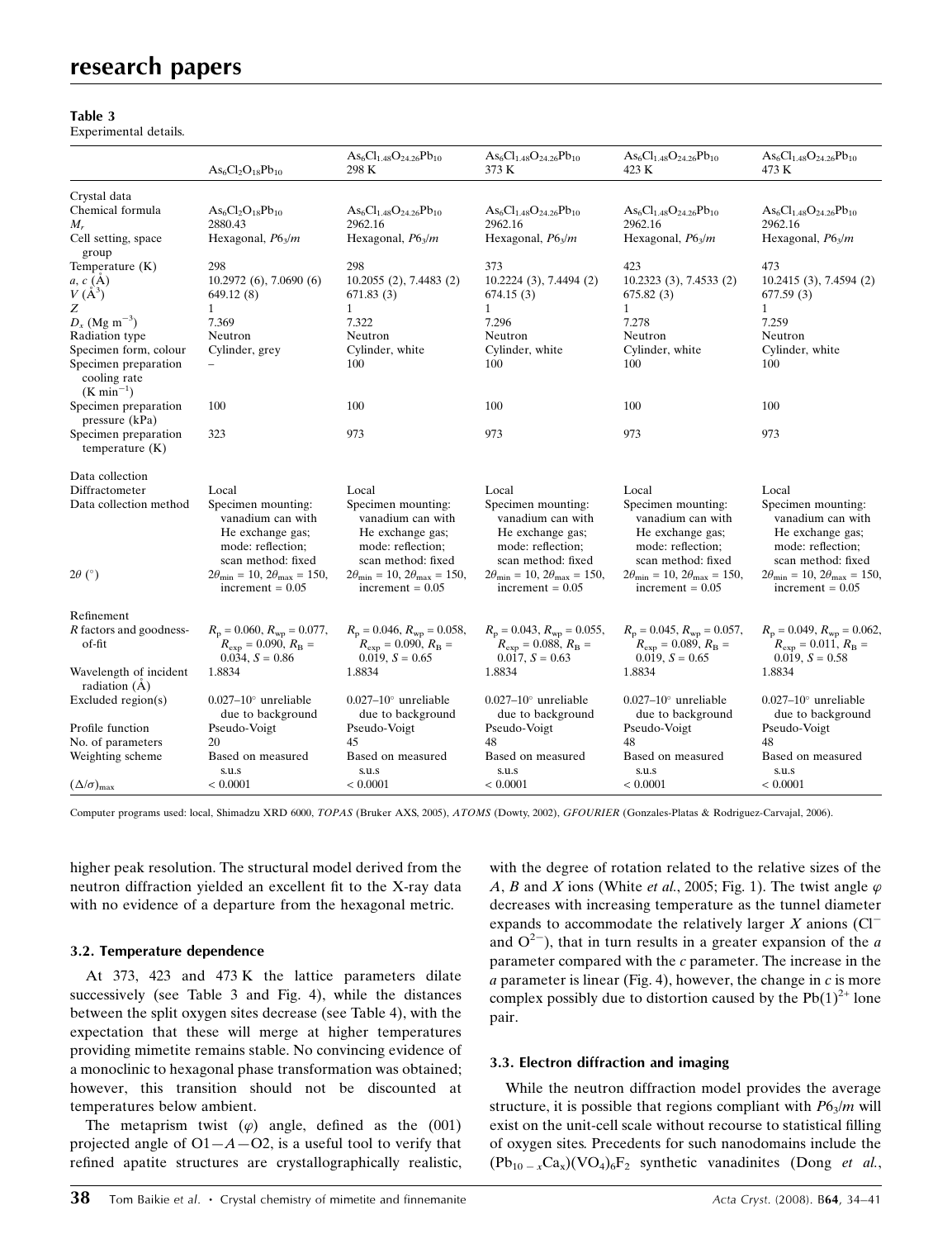**Table 3**
Experimental details.

| | $As_6Cl_2O_{18}Pb_{10}$ | $As_6Cl_{1.48}O_{24.26}Pb_{10}$ 298 K | $As_6Cl_{1.48}O_{24.26}Pb_{10}$ 373 K | $As_6Cl_{1.48}O_{24.26}Pb_{10}$ 423 K | $As_6Cl_{1.48}O_{24.26}Pb_{10}$ 473 K |
|---|---|---|---|---|---|
| Crystal data | | | | | |
| Chemical formula | $As_6Cl_2O_{18}Pb_{10}$ | $As_6Cl_{1.48}O_{24.26}Pb_{10}$ | $As_6Cl_{1.48}O_{24.26}Pb_{10}$ | $As_6Cl_{1.48}O_{24.26}Pb_{10}$ | $As_6Cl_{1.48}O_{24.26}Pb_{10}$ |
| $M_r$ | 2880.43 | 2962.16 | 2962.16 | 2962.16 | 2962.16 |
| Cell setting, space group | Hexagonal, $P6_3/m$ | Hexagonal, $P6_3/m$ | Hexagonal, $P6_3/m$ | Hexagonal, $P6_3/m$ | Hexagonal, $P6_3/m$ |
| Temperature (K) | 298 | 298 | 373 | 423 | 473 |
| $a$, $c$ (Å) | 10.2972 (6), 7.0690 (6) | 10.2055 (2), 7.4483 (2) | 10.2224 (3), 7.4494 (2) | 10.2323 (3), 7.4533 (2) | 10.2415 (3), 7.4594 (2) |
| $V$ (Å$^3$) | 649.12 (8) | 671.83 (3) | 674.15 (3) | 675.82 (3) | 677.59 (3) |
| $Z$ | 1 | 1 | 1 | 1 | 1 |
| $D_x$ (Mg m$^{-3}$) | 7.369 | 7.322 | 7.296 | 7.278 | 7.259 |
| Radiation type | Neutron | Neutron | Neutron | Neutron | Neutron |
| Specimen form, colour | Cylinder, grey | Cylinder, white | Cylinder, white | Cylinder, white | Cylinder, white |
| Specimen preparation cooling rate (K min$^{-1}$) | – | 100 | 100 | 100 | 100 |
| Specimen preparation pressure (kPa) | 100 | 100 | 100 | 100 | 100 |
| Specimen preparation temperature (K) | 323 | 973 | 973 | 973 | 973 |
| Data collection | | | | | |
| Diffractometer | Local | Local | Local | Local | Local |
| Data collection method | Specimen mounting: vanadium can with He exchange gas; mode: reflection; scan method: fixed | Specimen mounting: vanadium can with He exchange gas; mode: reflection; scan method: fixed | Specimen mounting: vanadium can with He exchange gas; mode: reflection; scan method: fixed | Specimen mounting: vanadium can with He exchange gas; mode: reflection; scan method: fixed | Specimen mounting: vanadium can with He exchange gas; mode: reflection; scan method: fixed |
| $2\theta$ (°) | $2\theta_{min}$ = 10, $2\theta_{max}$ = 150, increment = 0.05 | $2\theta_{min}$ = 10, $2\theta_{max}$ = 150, increment = 0.05 | $2\theta_{min}$ = 10, $2\theta_{max}$ = 150, increment = 0.05 | $2\theta_{min}$ = 10, $2\theta_{max}$ = 150, increment = 0.05 | $2\theta_{min}$ = 10, $2\theta_{max}$ = 150, increment = 0.05 |
| Refinement | | | | | |
| R factors and goodness-of-fit | $R_p$ = 0.060, $R_{wp}$ = 0.077, $R_{exp}$ = 0.090, $R_B$ = 0.034, $S$ = 0.86 | $R_p$ = 0.046, $R_{wp}$ = 0.058, $R_{exp}$ = 0.090, $R_B$ = 0.019, $S$ = 0.65 | $R_p$ = 0.043, $R_{wp}$ = 0.055, $R_{exp}$ = 0.088, $R_B$ = 0.017, $S$ = 0.63 | $R_p$ = 0.045, $R_{wp}$ = 0.057, $R_{exp}$ = 0.089, $R_B$ = 0.019, $S$ = 0.65 | $R_p$ = 0.049, $R_{wp}$ = 0.062, $R_{exp}$ = 0.011, $R_B$ = 0.019, $S$ = 0.58 |
| Wavelength of incident radiation (Å) | 1.8834 | 1.8834 | 1.8834 | 1.8834 | 1.8834 |
| Excluded region(s) | 0.027–10° unreliable due to background | 0.027–10° unreliable due to background | 0.027–10° unreliable due to background | 0.027–10° unreliable due to background | 0.027–10° unreliable due to background |
| Profile function | Pseudo-Voigt | Pseudo-Voigt | Pseudo-Voigt | Pseudo-Voigt | Pseudo-Voigt |
| No. of parameters | 20 | 45 | 48 | 48 | 48 |
| Weighting scheme | Based on measured s.u.s | Based on measured s.u.s | Based on measured s.u.s | Based on measured s.u.s | Based on measured s.u.s |
| $(\Delta/\sigma)_{max}$ | < 0.0001 | < 0.0001 | < 0.0001 | < 0.0001 | < 0.0001 |

Computer programs used: local, Shimadzu XRD 6000, *TOPAS* (Bruker AXS, 2005), *ATOMS* (Dowty, 2002), *GFOURIER* (Gonzales-Platas & Rodriguez-Carvajal, 2006).

higher peak resolution. The structural model derived from the neutron diffraction yielded an excellent fit to the X-ray data with no evidence of a departure from the hexagonal metric.

### 3.2. Temperature dependence

At 373, 423 and 473 K the lattice parameters dilate successively (see Table 3 and Fig. 4), while the distances between the split oxygen sites decrease (see Table 4), with the expectation that these will merge at higher temperatures providing mimetite remains stable. No convincing evidence of a monoclinic to hexagonal phase transformation was obtained; however, this transition should not be discounted at temperatures below ambient.

The metaprism twist ($\varphi$) angle, defined as the (001) projected angle of O1—$A$—O2, is a useful tool to verify that refined apatite structures are crystallographically realistic, with the degree of rotation related to the relative sizes of the $A$, $B$ and $X$ ions (White *et al.*, 2005; Fig. 1). The twist angle $\varphi$ decreases with increasing temperature as the tunnel diameter expands to accommodate the relatively larger $X$ anions ($Cl^-$ and $O^{2-}$), that in turn results in a greater expansion of the $a$ parameter compared with the $c$ parameter. The increase in the $a$ parameter is linear (Fig. 4), however, the change in $c$ is more complex possibly due to distortion caused by the $Pb(1)^{2+}$ lone pair.

### 3.3. Electron diffraction and imaging

While the neutron diffraction model provides the average structure, it is possible that regions compliant with $P6_3/m$ will exist on the unit-cell scale without recourse to statistical filling of oxygen sites. Precedents for such nanodomains include the $(Pb_{10-x}Ca_x)(VO_4)_6F_2$ synthetic vanadinites (Dong *et al.*,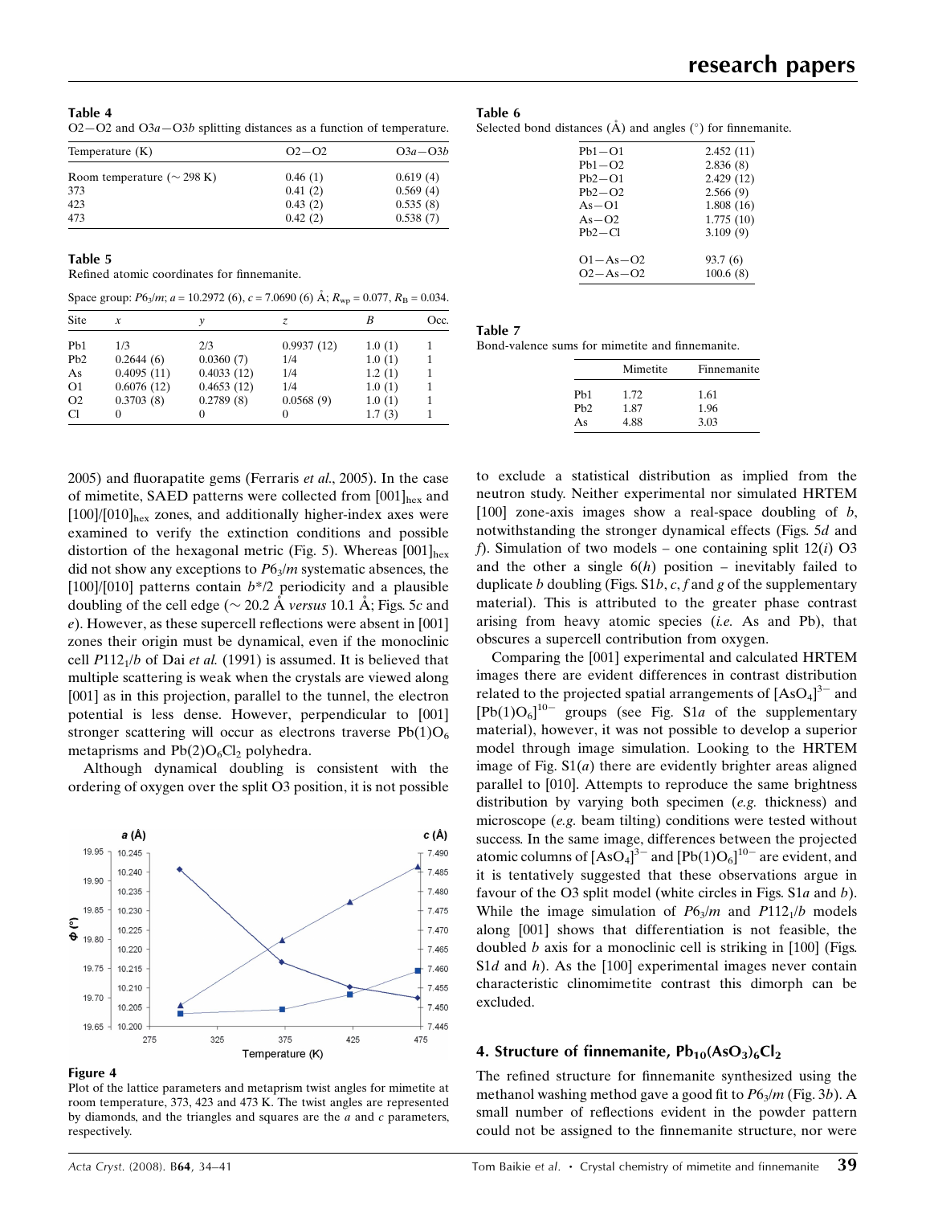**Table 4**
O2—O2 and O3a—O3b splitting distances as a function of temperature.

| Temperature (K) | O2—O2 | O3a—O3b |
|---|---|---|
| Room temperature (~ 298 K) | 0.46 (1) | 0.619 (4) |
| 373 | 0.41 (2) | 0.569 (4) |
| 423 | 0.43 (2) | 0.535 (8) |
| 473 | 0.42 (2) | 0.538 (7) |

**Table 5**
Refined atomic coordinates for finnemanite.

Space group: $P6_3/m$; $a$ = 10.2972 (6), $c$ = 7.0690 (6) Å; $R_{wp}$ = 0.077, $R_B$ = 0.034.

| Site | $x$ | $y$ | $z$ | $B$ | Occ. |
|---|---|---|---|---|---|
| Pb1 | 1/3 | 2/3 | 0.9937 (12) | 1.0 (1) | 1 |
| Pb2 | 0.2644 (6) | 0.0360 (7) | 1/4 | 1.0 (1) | 1 |
| As | 0.4095 (11) | 0.4033 (12) | 1/4 | 1.2 (1) | 1 |
| O1 | 0.6076 (12) | 0.4653 (12) | 1/4 | 1.0 (1) | 1 |
| O2 | 0.3703 (8) | 0.2789 (8) | 0.0568 (9) | 1.0 (1) | 1 |
| Cl | 0 | 0 | 0 | 1.7 (3) | 1 |

2005) and fluorapatite gems (Ferraris *et al.*, 2005). In the case of mimetite, SAED patterns were collected from $[001]_{hex}$ and $[100]/[010]_{hex}$ zones, and additionally higher-index axes were examined to verify the extinction conditions and possible distortion of the hexagonal metric (Fig. 5). Whereas $[001]_{hex}$ did not show any exceptions to $P6_3/m$ systematic absences, the [100]/[010] patterns contain $b^*/2$ periodicity and a plausible doubling of the cell edge (~ 20.2 Å *versus* 10.1 Å; Figs. 5*c* and *e*). However, as these supercell reflections were absent in [001] zones their origin must be dynamical, even if the monoclinic cell $P112_1/b$ of Dai *et al.* (1991) is assumed. It is believed that multiple scattering is weak when the crystals are viewed along [001] as in this projection, parallel to the tunnel, the electron potential is less dense. However, perpendicular to [001] stronger scattering will occur as electrons traverse $Pb(1)O_6$ metaprisms and $Pb(2)O_6Cl_2$ polyhedra.

Although dynamical doubling is consistent with the ordering of oxygen over the split O3 position, it is not possible to exclude a statistical distribution as implied from the neutron study. Neither experimental nor simulated HRTEM [100] zone-axis images show a real-space doubling of $b$, notwithstanding the stronger dynamical effects (Figs. 5*d* and *f*). Simulation of two models – one containing split $12(i)$ O3 and the other a single $6(h)$ position – inevitably failed to duplicate $b$ doubling (Figs. S1*b*, *c*, *f* and *g* of the supplementary material). This is attributed to the greater phase contrast arising from heavy atomic species (*i.e.* As and Pb), that obscures a supercell contribution from oxygen.

Comparing the [001] experimental and calculated HRTEM images there are evident differences in contrast distribution related to the projected spatial arrangements of $[AsO_4]^{3-}$ and $[Pb(1)O_6]^{10-}$ groups (see Fig. S1*a* of the supplementary material), however, it was not possible to develop a superior model through image simulation. Looking to the HRTEM image of Fig. S1(*a*) there are evidently brighter areas aligned parallel to [010]. Attempts to reproduce the same brightness distribution by varying both specimen (*e.g.* thickness) and microscope (*e.g.* beam tilting) conditions were tested without success. In the same image, differences between the projected atomic columns of $[AsO_4]^{3-}$ and $[Pb(1)O_6]^{10-}$ are evident, and it is tentatively suggested that these observations argue in favour of the O3 split model (white circles in Figs. S1*a* and *b*). While the image simulation of $P6_3/m$ and $P112_1/b$ models along [001] shows that differentiation is not feasible, the doubled $b$ axis for a monoclinic cell is striking in [100] (Figs. S1*d* and *h*). As the [100] experimental images never contain characteristic clinomimetite contrast this dimorph can be excluded.

**Figure 4**
Plot of the lattice parameters and metaprism twist angles for mimetite at room temperature, 373, 423 and 473 K. The twist angles are represented by diamonds, and the triangles and squares are the $a$ and $c$ parameters, respectively.

**Table 6**
Selected bond distances (Å) and angles (°) for finnemanite.

| | |
|---|---|
| Pb1—O1 | 2.452 (11) |
| Pb1—O2 | 2.836 (8) |
| Pb2—O1 | 2.429 (12) |
| Pb2—O2 | 2.566 (9) |
| As—O1 | 1.808 (16) |
| As—O2 | 1.775 (10) |
| Pb2—Cl | 3.109 (9) |
| O1—As—O2 | 93.7 (6) |
| O2—As—O2 | 100.6 (8) |

**Table 7**
Bond-valence sums for mimetite and finnemanite.

| | Mimetite | Finnemanite |
|---|---|---|
| Pb1 | 1.72 | 1.61 |
| Pb2 | 1.87 | 1.96 |
| As | 4.88 | 3.03 |

## 4. Structure of finnemanite, $Pb_{10}(AsO_3)_6Cl_2$

The refined structure for finnemanite synthesized using the methanol washing method gave a good fit to $P6_3/m$ (Fig. 3*b*). A small number of reflections evident in the powder pattern could not be assigned to the finnemanite structure, nor were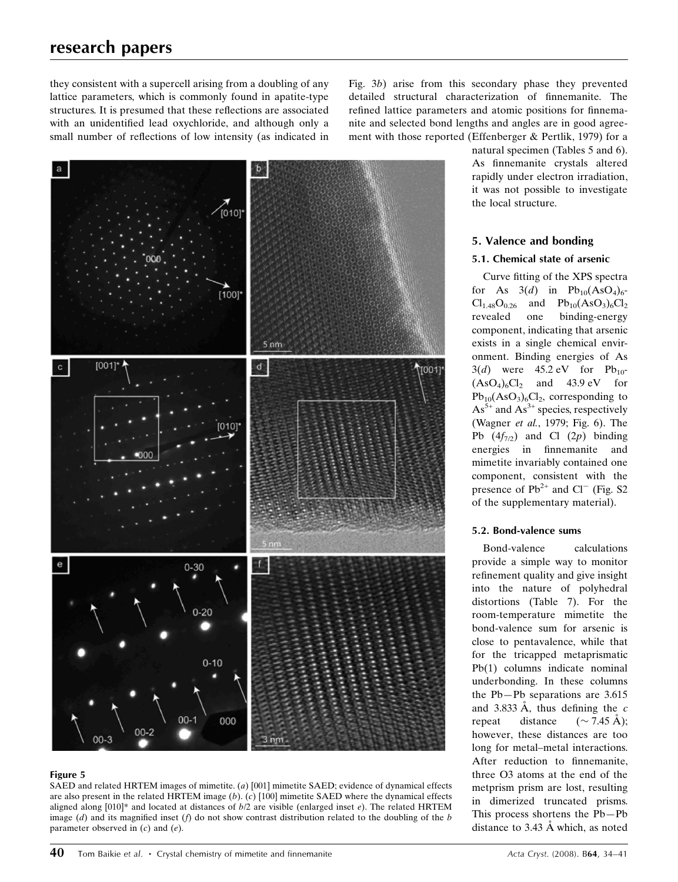they consistent with a supercell arising from a doubling of any lattice parameters, which is commonly found in apatite-type structures. It is presumed that these reflections are associated with an unidentified lead oxychloride, and although only a small number of reflections of low intensity (as indicated in Fig. 3*b*) arise from this secondary phase they prevented detailed structural characterization of finnemanite. The refined lattice parameters and atomic positions for finnemanite and selected bond lengths and angles are in good agreement with those reported (Effenberger & Pertlik, 1979) for a natural specimen (Tables 5 and 6). As finnemanite crystals altered rapidly under electron irradiation, it was not possible to investigate the local structure.

**Figure 5**
SAED and related HRTEM images of mimetite. (*a*) [001] mimetite SAED; evidence of dynamical effects are also present in the related HRTEM image (*b*). (*c*) [100] mimetite SAED where the dynamical effects aligned along [010]* and located at distances of *b*/2 are visible (enlarged inset *e*). The related HRTEM image (*d*) and its magnified inset (*f*) do not show contrast distribution related to the doubling of the *b* parameter observed in (*c*) and (*e*).

## 5. Valence and bonding

### 5.1. Chemical state of arsenic

Curve fitting of the XPS spectra for As 3(*d*) in $Pb_{10}(AsO_4)_6Cl_{1.48}O_{0.26}$ and $Pb_{10}(AsO_3)_6Cl_2$ revealed one binding-energy component, indicating that arsenic exists in a single chemical environment. Binding energies of As 3(*d*) were 45.2 eV for $Pb_{10}(AsO_4)_6Cl_2$ and 43.9 eV for $Pb_{10}(AsO_3)_6Cl_2$, corresponding to $As^{5+}$ and $As^{3+}$ species, respectively (Wagner *et al.*, 1979; Fig. 6). The Pb ($4f_{7/2}$) and Cl (2*p*) binding energies in finnemanite and mimetite invariably contained one component, consistent with the presence of $Pb^{2+}$ and $Cl^-$ (Fig. S2 of the supplementary material).

### 5.2. Bond-valence sums

Bond-valence calculations provide a simple way to monitor refinement quality and give insight into the nature of polyhedral distortions (Table 7). For the room-temperature mimetite the bond-valence sum for arsenic is close to pentavalence, while that for the tricapped metaprismatic Pb(1) columns indicate nominal underbonding. In these columns the Pb—Pb separations are 3.615 and 3.833 Å, thus defining the *c* repeat distance (~ 7.45 Å); however, these distances are too long for metal–metal interactions. After reduction to finnemanite, three O3 atoms at the end of the metprism prism are lost, resulting in dimerized truncated prisms. This process shortens the Pb—Pb distance to 3.43 Å which, as noted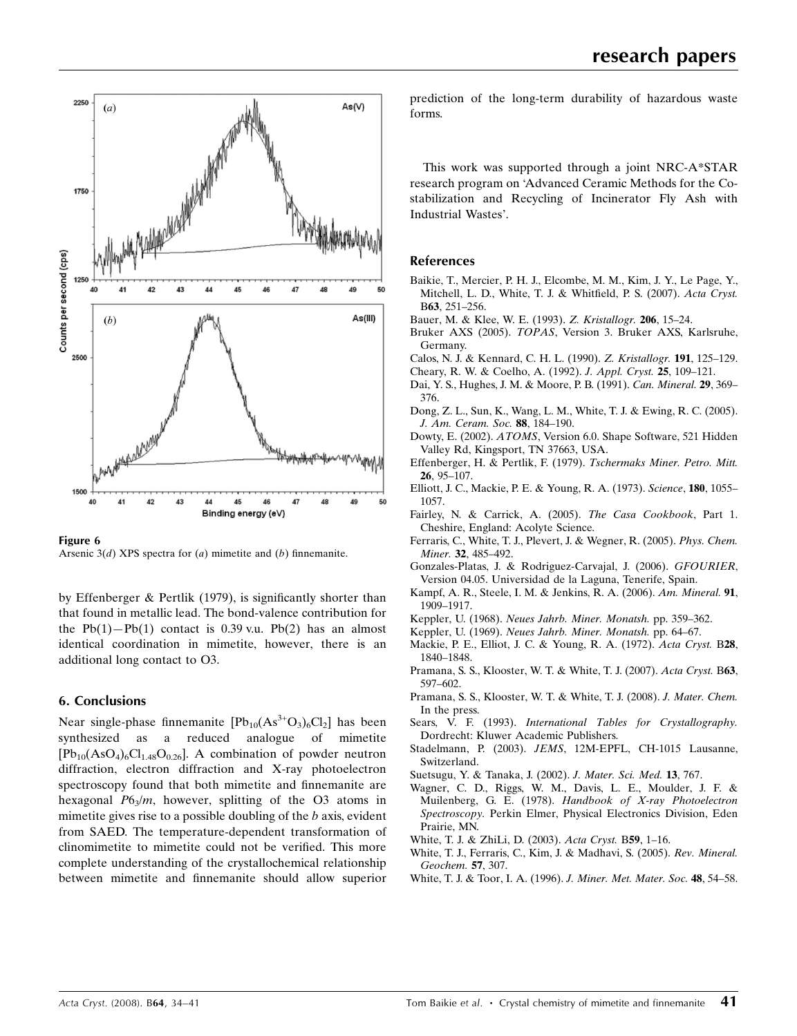(a) As(V)

2250

1750

1250

40 41 42 43 44 45 46 47 48 49 50

(b) As(III)

2500

1500

40 41 42 43 44 45 46 47 48 49 50

Counts per second (cps)

Binding energy (eV)

**Figure 6**
Arsenic 3(*d*) XPS spectra for (*a*) mimetite and (*b*) finnemanite.

by Effenberger & Pertlik (1979), is significantly shorter than that found in metallic lead. The bond-valence contribution for the Pb(1)—Pb(1) contact is 0.39 v.u. Pb(2) has an almost identical coordination in mimetite, however, there is an additional long contact to O3.

## 6. Conclusions

Near single-phase finnemanite [$Pb_{10}(As^{3+}O_3)_6Cl_2$] has been synthesized as a reduced analogue of mimetite [$Pb_{10}(AsO_4)_6Cl_{1.48}O_{0.26}$]. A combination of powder neutron diffraction, electron diffraction and X-ray photoelectron spectroscopy found that both mimetite and finnemanite are hexagonal $P6_3/m$, however, splitting of the O3 atoms in mimetite gives rise to a possible doubling of the *b* axis, evident from SAED. The temperature-dependent transformation of clinomimetite to mimetite could not be verified. This more complete understanding of the crystallochemical relationship between mimetite and finnemanite should allow superior prediction of the long-term durability of hazardous waste forms.

This work was supported through a joint NRC-A*STAR research program on 'Advanced Ceramic Methods for the Co-stabilization and Recycling of Incinerator Fly Ash with Industrial Wastes'.

## References

Baikie, T., Mercier, P. H. J., Elcombe, M. M., Kim, J. Y., Le Page, Y., Mitchell, L. D., White, T. J. & Whitfield, P. S. (2007). *Acta Cryst.* B**63**, 251–256.

Bauer, M. & Klee, W. E. (1993). *Z. Kristallogr.* **206**, 15–24.

Bruker AXS (2005). *TOPAS*, Version 3. Bruker AXS, Karlsruhe, Germany.

Calos, N. J. & Kennard, C. H. L. (1990). *Z. Kristallogr.* **191**, 125–129.

Cheary, R. W. & Coelho, A. (1992). *J. Appl. Cryst.* **25**, 109–121.

Dai, Y. S., Hughes, J. M. & Moore, P. B. (1991). *Can. Mineral.* **29**, 369–376.

Dong, Z. L., Sun, K., Wang, L. M., White, T. J. & Ewing, R. C. (2005). *J. Am. Ceram. Soc.* **88**, 184–190.

Dowty, E. (2002). *ATOMS*, Version 6.0. Shape Software, 521 Hidden Valley Rd, Kingsport, TN 37663, USA.

Effenberger, H. & Pertlik, F. (1979). *Tschermaks Miner. Petro. Mitt.* **26**, 95–107.

Elliott, J. C., Mackie, P. E. & Young, R. A. (1973). *Science*, **180**, 1055–1057.

Fairley, N. & Carrick, A. (2005). *The Casa Cookbook*, Part 1. Cheshire, England: Acolyte Science.

Ferraris, C., White, T. J., Plevert, J. & Wegner, R. (2005). *Phys. Chem. Miner.* **32**, 485–492.

Gonzales-Platas, J. & Rodriguez-Carvajal, J. (2006). *GFOURIER*, Version 04.05. Universidad de la Laguna, Tenerife, Spain.

Kampf, A. R., Steele, I. M. & Jenkins, R. A. (2006). *Am. Mineral.* **91**, 1909–1917.

Keppler, U. (1968). *Neues Jahrb. Miner. Monatsh.* pp. 359–362.

Keppler, U. (1969). *Neues Jahrb. Miner. Monatsh.* pp. 64–67.

Mackie, P. E., Elliot, J. C. & Young, R. A. (1972). *Acta Cryst.* B**28**, 1840–1848.

Pramana, S. S., Klooster, W. T. & White, T. J. (2007). *Acta Cryst.* B**63**, 597–602.

Pramana, S. S., Klooster, W. T. & White, T. J. (2008). *J. Mater. Chem.* In the press.

Sears, V. F. (1993). *International Tables for Crystallography*. Dordrecht: Kluwer Academic Publishers.

Stadelmann, P. (2003). *JEMS*, 12M-EPFL, CH-1015 Lausanne, Switzerland.

Suetsugu, Y. & Tanaka, J. (2002). *J. Mater. Sci. Med.* **13**, 767.

Wagner, C. D., Riggs, W. M., Davis, L. E., Moulder, J. F. & Muilenberg, G. E. (1978). *Handbook of X-ray Photoelectron Spectroscopy*. Perkin Elmer, Physical Electronics Division, Eden Prairie, MN.

White, T. J. & ZhiLi, D. (2003). *Acta Cryst.* B**59**, 1–16.

White, T. J., Ferraris, C., Kim, J. & Madhavi, S. (2005). *Rev. Mineral. Geochem.* **57**, 307.

White, T. J. & Toor, I. A. (1996). *J. Miner. Met. Mater. Soc.* **48**, 54–58.